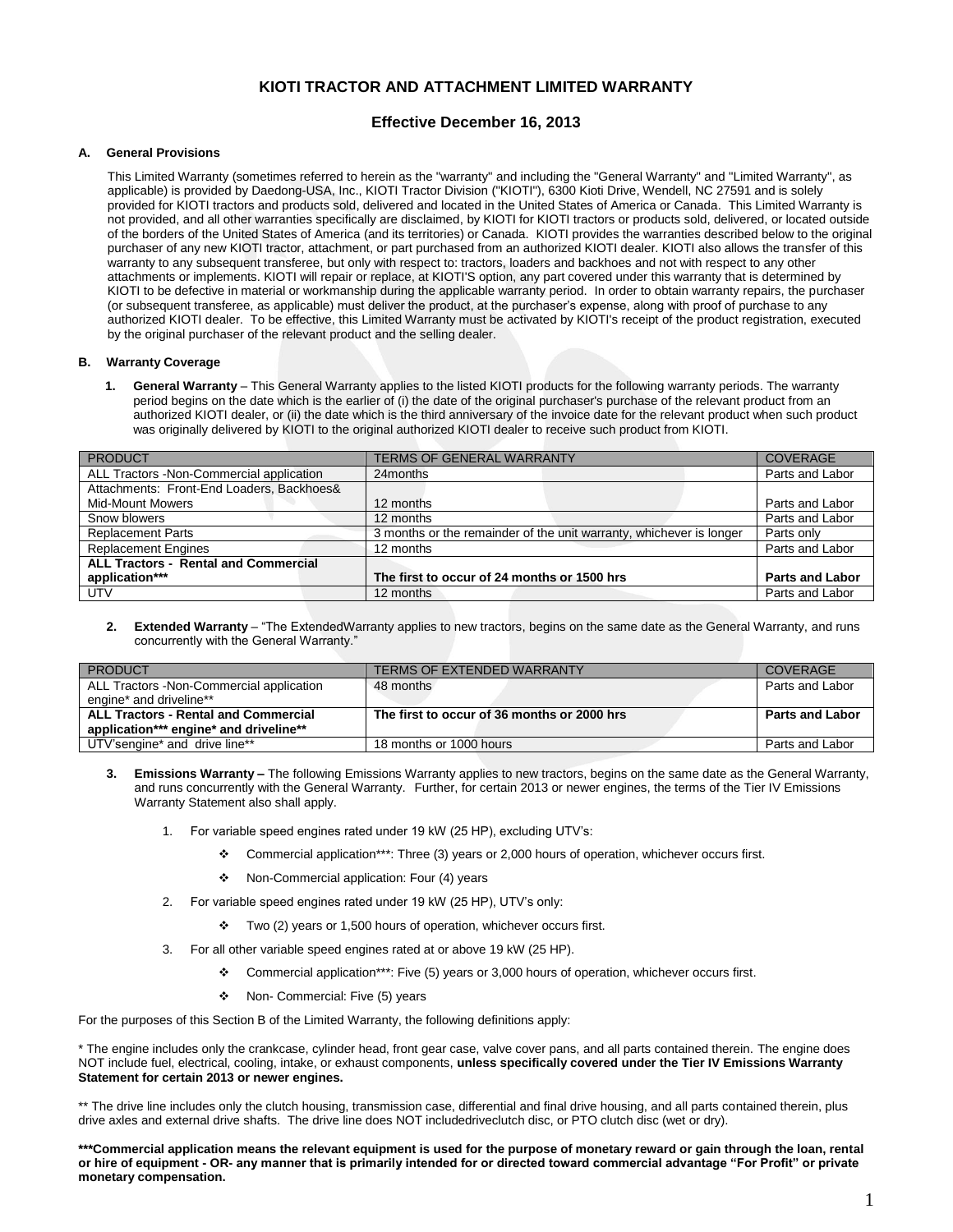# KIOTI TRACTOR AND ATTACHMENT LIMITED WARRANTY

## Effective December 16, 2013

### A. General Provisions

This Limited Warranty (sometimes referred to herein as the "warranty" and including the "General Warranty" and "Limited Warranty", as applicable) is provided by Daedong-USA, Inc., KIOTI Tractor Division ("KIOTI"), 6300 Kioti Drive, Wendell, NC 27591 and is solely provided for KIOTI tractors and products sold, delivered and located in the United States of America or Canada. This Limited Warranty is not provided, and all other warranties specifically are disclaimed, by KIOTI for KIOTI tractors or products sold, delivered, or located outside of the borders of the United States of America (and its territories) or Canada. KIOTI provides the warranties described below to the original purchaser of any new KIOTI tractor, attachment, or part purchased from an authorized KIOTI dealer. KIOTI also allows the transfer of this warranty to any subsequent transferee, but only with respect to: tractors, loaders and backhoes and not with respect to any other attachments or implements. KIOTI will repair or replace, at KIOTI'S option, any part covered under this warranty that is determined by KIOTI to be defective in material or workmanship during the applicable warranty period. In order to obtain warranty repairs, the purchaser (or subsequent transferee, as applicable) must deliver the product, at the purchaser's expense, along with proof of purchase to any authorized KIOTI dealer. To be effective, this Limited Warranty must be activated by KIOTI's receipt of the product registration, executed by the original purchaser of the relevant product and the selling dealer.

### B. Warranty Coverage

1. **General Warranty** – This General Warranty applies to the listed KIOTI products for the following warranty periods. The warranty period begins on the date which is the earlier of (i) the date of the original purchaser's purchase of the relevant product from an authorized KIOTI dealer, or (ii) the date which is the third anniversary of the invoice date for the relevant product when such product was originally delivered by KIOTI to the original authorized KIOTI dealer to receive such product from KIOTI.

| PRODUCT | TERMS OF GENERAL WARRANTY | COVERAGE |
|---|---|---|
| ALL Tractors -Non-Commercial application | 24months | Parts and Labor |
| Attachments: Front-End Loaders, Backhoes& Mid-Mount Mowers | 12 months | Parts and Labor |
| Snow blowers | 12 months | Parts and Labor |
| Replacement Parts | 3 months or the remainder of the unit warranty, whichever is longer | Parts only |
| Replacement Engines | 12 months | Parts and Labor |
| **ALL Tractors - Rental and Commercial application*** ** | **The first to occur of 24 months or 1500 hrs** | **Parts and Labor** |
| UTV | 12 months | Parts and Labor |

2. **Extended Warranty** – "The ExtendedWarranty applies to new tractors, begins on the same date as the General Warranty, and runs concurrently with the General Warranty."

| PRODUCT | TERMS OF EXTENDED WARRANTY | COVERAGE |
|---|---|---|
| ALL Tractors -Non-Commercial application engine* and driveline** | 48 months | Parts and Labor |
| **ALL Tractors - Rental and Commercial application*** engine* and driveline**** | **The first to occur of 36 months or 2000 hrs** | **Parts and Labor** |
| UTV'sengine* and drive line** | 18 months or 1000 hours | Parts and Labor |

3. **Emissions Warranty –** The following Emissions Warranty applies to new tractors, begins on the same date as the General Warranty, and runs concurrently with the General Warranty. Further, for certain 2013 or newer engines, the terms of the Tier IV Emissions Warranty Statement also shall apply.

    1. For variable speed engines rated under 19 kW (25 HP), excluding UTV's:
        - Commercial application***: Three (3) years or 2,000 hours of operation, whichever occurs first.
        - Non-Commercial application: Four (4) years
    2. For variable speed engines rated under 19 kW (25 HP), UTV's only:
        - Two (2) years or 1,500 hours of operation, whichever occurs first.
    3. For all other variable speed engines rated at or above 19 kW (25 HP).
        - Commercial application***: Five (5) years or 3,000 hours of operation, whichever occurs first.
        - Non- Commercial: Five (5) years

For the purposes of this Section B of the Limited Warranty, the following definitions apply:

\* The engine includes only the crankcase, cylinder head, front gear case, valve cover pans, and all parts contained therein. The engine does NOT include fuel, electrical, cooling, intake, or exhaust components, **unless specifically covered under the Tier IV Emissions Warranty Statement for certain 2013 or newer engines.**

\** The drive line includes only the clutch housing, transmission case, differential and final drive housing, and all parts contained therein, plus drive axles and external drive shafts. The drive line does NOT includedriveclutch disc, or PTO clutch disc (wet or dry).

**\*\*\*Commercial application means the relevant equipment is used for the purpose of monetary reward or gain through the loan, rental or hire of equipment - OR- any manner that is primarily intended for or directed toward commercial advantage "For Profit" or private monetary compensation.**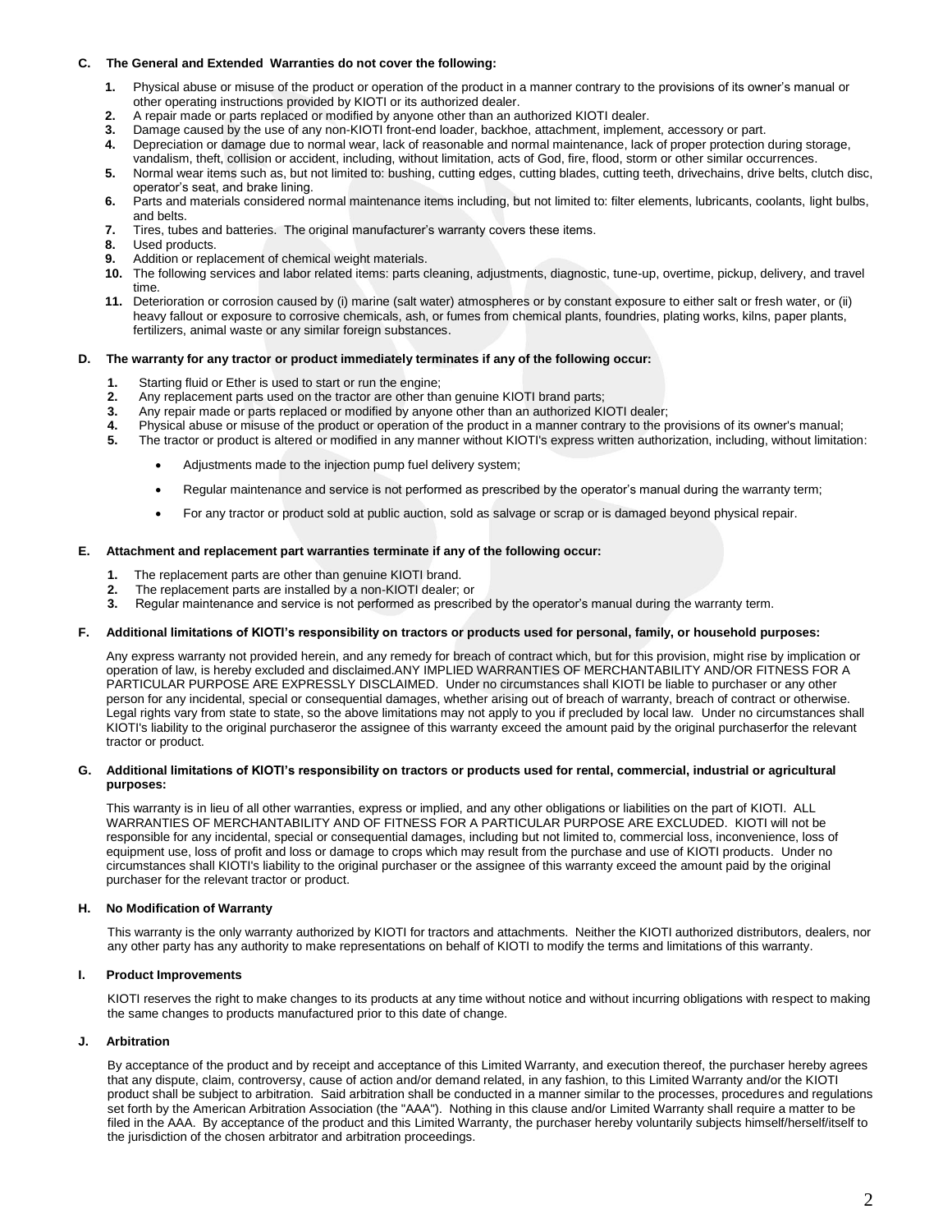### C. The General and Extended Warranties do not cover the following:

1. Physical abuse or misuse of the product or operation of the product in a manner contrary to the provisions of its owner's manual or other operating instructions provided by KIOTI or its authorized dealer.
2. A repair made or parts replaced or modified by anyone other than an authorized KIOTI dealer.
3. Damage caused by the use of any non-KIOTI front-end loader, backhoe, attachment, implement, accessory or part.
4. Depreciation or damage due to normal wear, lack of reasonable and normal maintenance, lack of proper protection during storage, vandalism, theft, collision or accident, including, without limitation, acts of God, fire, flood, storm or other similar occurrences.
5. Normal wear items such as, but not limited to: bushing, cutting edges, cutting blades, cutting teeth, drivechains, drive belts, clutch disc, operator's seat, and brake lining.
6. Parts and materials considered normal maintenance items including, but not limited to: filter elements, lubricants, coolants, light bulbs, and belts.
7. Tires, tubes and batteries. The original manufacturer's warranty covers these items.
8. Used products.
9. Addition or replacement of chemical weight materials.
10. The following services and labor related items: parts cleaning, adjustments, diagnostic, tune-up, overtime, pickup, delivery, and travel time.
11. Deterioration or corrosion caused by (i) marine (salt water) atmospheres or by constant exposure to either salt or fresh water, or (ii) heavy fallout or exposure to corrosive chemicals, ash, or fumes from chemical plants, foundries, plating works, kilns, paper plants, fertilizers, animal waste or any similar foreign substances.

### D. The warranty for any tractor or product immediately terminates if any of the following occur:

1. Starting fluid or Ether is used to start or run the engine;
2. Any replacement parts used on the tractor are other than genuine KIOTI brand parts;
3. Any repair made or parts replaced or modified by anyone other than an authorized KIOTI dealer;
4. Physical abuse or misuse of the product or operation of the product in a manner contrary to the provisions of its owner's manual;
5. The tractor or product is altered or modified in any manner without KIOTI's express written authorization, including, without limitation:
   - Adjustments made to the injection pump fuel delivery system;
   - Regular maintenance and service is not performed as prescribed by the operator's manual during the warranty term;
   - For any tractor or product sold at public auction, sold as salvage or scrap or is damaged beyond physical repair.

### E. Attachment and replacement part warranties terminate if any of the following occur:

1. The replacement parts are other than genuine KIOTI brand.
2. The replacement parts are installed by a non-KIOTI dealer; or
3. Regular maintenance and service is not performed as prescribed by the operator's manual during the warranty term.

### F. Additional limitations of KIOTI's responsibility on tractors or products used for personal, family, or household purposes:

Any express warranty not provided herein, and any remedy for breach of contract which, but for this provision, might rise by implication or operation of law, is hereby excluded and disclaimed.ANY IMPLIED WARRANTIES OF MERCHANTABILITY AND/OR FITNESS FOR A PARTICULAR PURPOSE ARE EXPRESSLY DISCLAIMED. Under no circumstances shall KIOTI be liable to purchaser or any other person for any incidental, special or consequential damages, whether arising out of breach of warranty, breach of contract or otherwise. Legal rights vary from state to state, so the above limitations may not apply to you if precluded by local law. Under no circumstances shall KIOTI's liability to the original purchaseror the assignee of this warranty exceed the amount paid by the original purchaserfor the relevant tractor or product.

### G. Additional limitations of KIOTI's responsibility on tractors or products used for rental, commercial, industrial or agricultural purposes:

This warranty is in lieu of all other warranties, express or implied, and any other obligations or liabilities on the part of KIOTI. ALL WARRANTIES OF MERCHANTABILITY AND OF FITNESS FOR A PARTICULAR PURPOSE ARE EXCLUDED. KIOTI will not be responsible for any incidental, special or consequential damages, including but not limited to, commercial loss, inconvenience, loss of equipment use, loss of profit and loss or damage to crops which may result from the purchase and use of KIOTI products. Under no circumstances shall KIOTI's liability to the original purchaser or the assignee of this warranty exceed the amount paid by the original purchaser for the relevant tractor or product.

### H. No Modification of Warranty

This warranty is the only warranty authorized by KIOTI for tractors and attachments. Neither the KIOTI authorized distributors, dealers, nor any other party has any authority to make representations on behalf of KIOTI to modify the terms and limitations of this warranty.

### I. Product Improvements

KIOTI reserves the right to make changes to its products at any time without notice and without incurring obligations with respect to making the same changes to products manufactured prior to this date of change.

### J. Arbitration

By acceptance of the product and by receipt and acceptance of this Limited Warranty, and execution thereof, the purchaser hereby agrees that any dispute, claim, controversy, cause of action and/or demand related, in any fashion, to this Limited Warranty and/or the KIOTI product shall be subject to arbitration. Said arbitration shall be conducted in a manner similar to the processes, procedures and regulations set forth by the American Arbitration Association (the "AAA"). Nothing in this clause and/or Limited Warranty shall require a matter to be filed in the AAA. By acceptance of the product and this Limited Warranty, the purchaser hereby voluntarily subjects himself/herself/itself to the jurisdiction of the chosen arbitrator and arbitration proceedings.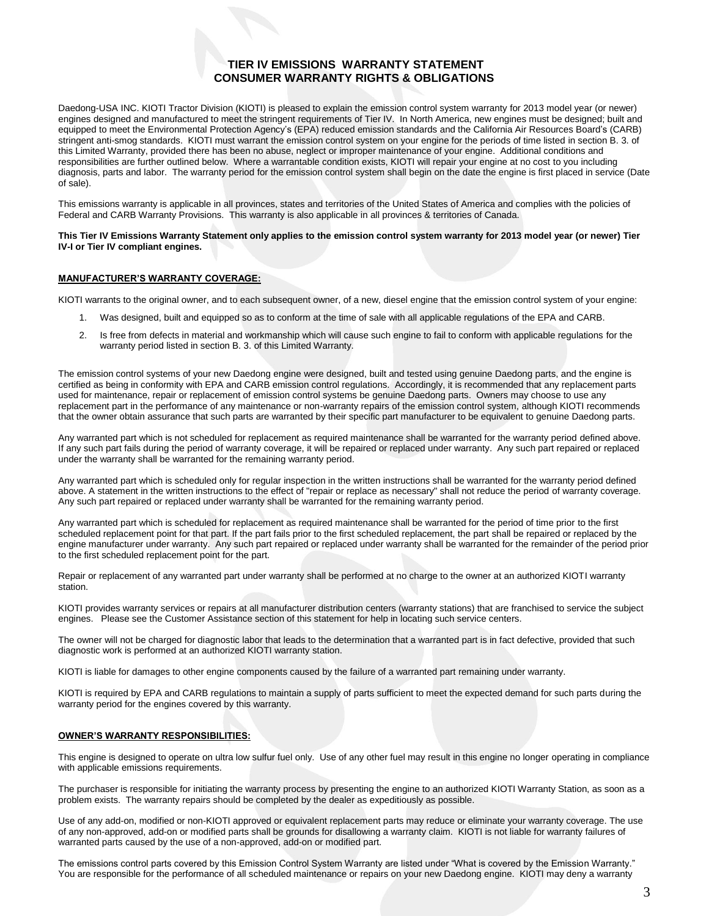# TIER IV EMISSIONS WARRANTY STATEMENT
# CONSUMER WARRANTY RIGHTS & OBLIGATIONS

Daedong-USA INC. KIOTI Tractor Division (KIOTI) is pleased to explain the emission control system warranty for 2013 model year (or newer) engines designed and manufactured to meet the stringent requirements of Tier IV. In North America, new engines must be designed; built and equipped to meet the Environmental Protection Agency's (EPA) reduced emission standards and the California Air Resources Board's (CARB) stringent anti-smog standards. KIOTI must warrant the emission control system on your engine for the periods of time listed in section B. 3. of this Limited Warranty, provided there has been no abuse, neglect or improper maintenance of your engine. Additional conditions and responsibilities are further outlined below. Where a warrantable condition exists, KIOTI will repair your engine at no cost to you including diagnosis, parts and labor. The warranty period for the emission control system shall begin on the date the engine is first placed in service (Date of sale).

This emissions warranty is applicable in all provinces, states and territories of the United States of America and complies with the policies of Federal and CARB Warranty Provisions. This warranty is also applicable in all provinces & territories of Canada.

**This Tier IV Emissions Warranty Statement only applies to the emission control system warranty for 2013 model year (or newer) Tier IV-I or Tier IV compliant engines.**

## MANUFACTURER'S WARRANTY COVERAGE:

KIOTI warrants to the original owner, and to each subsequent owner, of a new, diesel engine that the emission control system of your engine:

1. Was designed, built and equipped so as to conform at the time of sale with all applicable regulations of the EPA and CARB.
2. Is free from defects in material and workmanship which will cause such engine to fail to conform with applicable regulations for the warranty period listed in section B. 3. of this Limited Warranty.

The emission control systems of your new Daedong engine were designed, built and tested using genuine Daedong parts, and the engine is certified as being in conformity with EPA and CARB emission control regulations. Accordingly, it is recommended that any replacement parts used for maintenance, repair or replacement of emission control systems be genuine Daedong parts. Owners may choose to use any replacement part in the performance of any maintenance or non-warranty repairs of the emission control system, although KIOTI recommends that the owner obtain assurance that such parts are warranted by their specific part manufacturer to be equivalent to genuine Daedong parts.

Any warranted part which is not scheduled for replacement as required maintenance shall be warranted for the warranty period defined above. If any such part fails during the period of warranty coverage, it will be repaired or replaced under warranty. Any such part repaired or replaced under the warranty shall be warranted for the remaining warranty period.

Any warranted part which is scheduled only for regular inspection in the written instructions shall be warranted for the warranty period defined above. A statement in the written instructions to the effect of "repair or replace as necessary" shall not reduce the period of warranty coverage. Any such part repaired or replaced under warranty shall be warranted for the remaining warranty period.

Any warranted part which is scheduled for replacement as required maintenance shall be warranted for the period of time prior to the first scheduled replacement point for that part. If the part fails prior to the first scheduled replacement, the part shall be repaired or replaced by the engine manufacturer under warranty. Any such part repaired or replaced under warranty shall be warranted for the remainder of the period prior to the first scheduled replacement point for the part.

Repair or replacement of any warranted part under warranty shall be performed at no charge to the owner at an authorized KIOTI warranty station.

KIOTI provides warranty services or repairs at all manufacturer distribution centers (warranty stations) that are franchised to service the subject engines. Please see the Customer Assistance section of this statement for help in locating such service centers.

The owner will not be charged for diagnostic labor that leads to the determination that a warranted part is in fact defective, provided that such diagnostic work is performed at an authorized KIOTI warranty station.

KIOTI is liable for damages to other engine components caused by the failure of a warranted part remaining under warranty.

KIOTI is required by EPA and CARB regulations to maintain a supply of parts sufficient to meet the expected demand for such parts during the warranty period for the engines covered by this warranty.

## OWNER'S WARRANTY RESPONSIBILITIES:

This engine is designed to operate on ultra low sulfur fuel only. Use of any other fuel may result in this engine no longer operating in compliance with applicable emissions requirements.

The purchaser is responsible for initiating the warranty process by presenting the engine to an authorized KIOTI Warranty Station, as soon as a problem exists. The warranty repairs should be completed by the dealer as expeditiously as possible.

Use of any add-on, modified or non-KIOTI approved or equivalent replacement parts may reduce or eliminate your warranty coverage. The use of any non-approved, add-on or modified parts shall be grounds for disallowing a warranty claim. KIOTI is not liable for warranty failures of warranted parts caused by the use of a non-approved, add-on or modified part.

The emissions control parts covered by this Emission Control System Warranty are listed under "What is covered by the Emission Warranty." You are responsible for the performance of all scheduled maintenance or repairs on your new Daedong engine. KIOTI may deny a warranty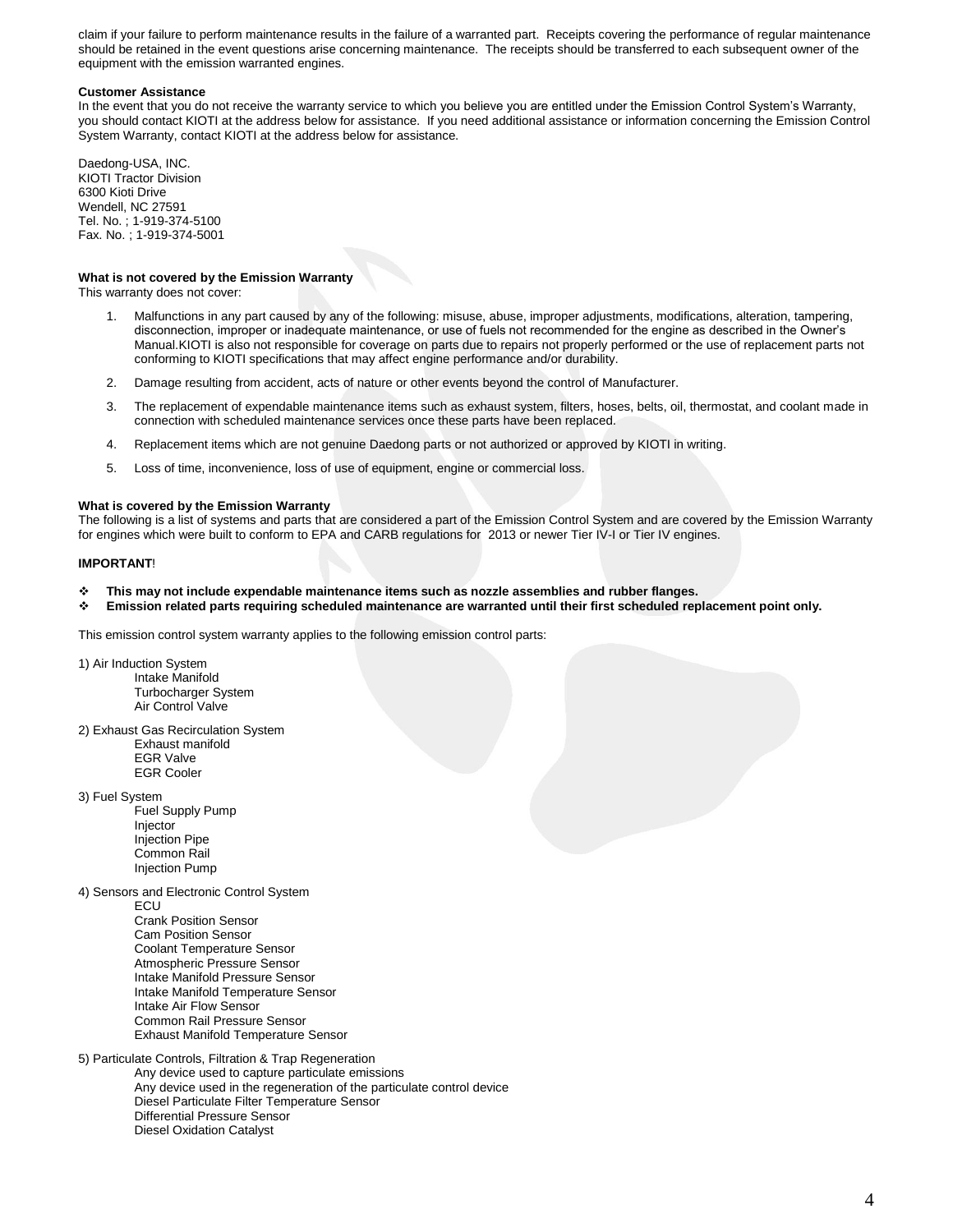claim if your failure to perform maintenance results in the failure of a warranted part. Receipts covering the performance of regular maintenance should be retained in the event questions arise concerning maintenance. The receipts should be transferred to each subsequent owner of the equipment with the emission warranted engines.

**Customer Assistance**

In the event that you do not receive the warranty service to which you believe you are entitled under the Emission Control System's Warranty, you should contact KIOTI at the address below for assistance. If you need additional assistance or information concerning the Emission Control System Warranty, contact KIOTI at the address below for assistance.

Daedong-USA, INC.
KIOTI Tractor Division
6300 Kioti Drive
Wendell, NC 27591
Tel. No. ; 1-919-374-5100
Fax. No. ; 1-919-374-5001

**What is not covered by the Emission Warranty**

This warranty does not cover:

1. Malfunctions in any part caused by any of the following: misuse, abuse, improper adjustments, modifications, alteration, tampering, disconnection, improper or inadequate maintenance, or use of fuels not recommended for the engine as described in the Owner's Manual.KIOTI is also not responsible for coverage on parts due to repairs not properly performed or the use of replacement parts not conforming to KIOTI specifications that may affect engine performance and/or durability.
2. Damage resulting from accident, acts of nature or other events beyond the control of Manufacturer.
3. The replacement of expendable maintenance items such as exhaust system, filters, hoses, belts, oil, thermostat, and coolant made in connection with scheduled maintenance services once these parts have been replaced.
4. Replacement items which are not genuine Daedong parts or not authorized or approved by KIOTI in writing.
5. Loss of time, inconvenience, loss of use of equipment, engine or commercial loss.

**What is covered by the Emission Warranty**

The following is a list of systems and parts that are considered a part of the Emission Control System and are covered by the Emission Warranty for engines which were built to conform to EPA and CARB regulations for 2013 or newer Tier IV-I or Tier IV engines.

**IMPORTANT**!

- **This may not include expendable maintenance items such as nozzle assemblies and rubber flanges.**
- **Emission related parts requiring scheduled maintenance are warranted until their first scheduled replacement point only.**

This emission control system warranty applies to the following emission control parts:

1) Air Induction System
   - Intake Manifold
   - Turbocharger System
   - Air Control Valve

2) Exhaust Gas Recirculation System
   - Exhaust manifold
   - EGR Valve
   - EGR Cooler

3) Fuel System
   - Fuel Supply Pump
   - Injector
   - Injection Pipe
   - Common Rail
   - Injection Pump

4) Sensors and Electronic Control System
   - ECU
   - Crank Position Sensor
   - Cam Position Sensor
   - Coolant Temperature Sensor
   - Atmospheric Pressure Sensor
   - Intake Manifold Pressure Sensor
   - Intake Manifold Temperature Sensor
   - Intake Air Flow Sensor
   - Common Rail Pressure Sensor
   - Exhaust Manifold Temperature Sensor

5) Particulate Controls, Filtration & Trap Regeneration
   - Any device used to capture particulate emissions
   - Any device used in the regeneration of the particulate control device
   - Diesel Particulate Filter Temperature Sensor
   - Differential Pressure Sensor
   - Diesel Oxidation Catalyst